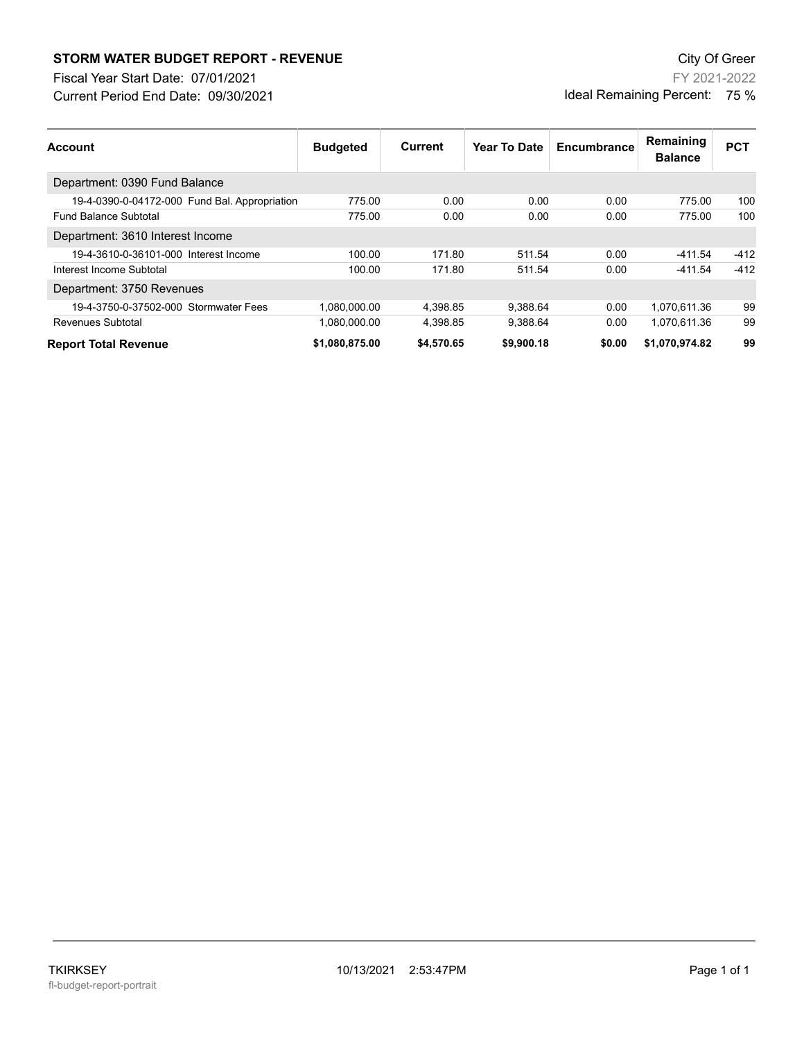**STORM WATER BUDGET REPORT - REVENUE**

Fiscal Year Start Date: 07/01/2021

Current Period End Date: 09/30/2021

City Of Greer

FY 2021-2022

Ideal Remaining Percent: 75 %

| Account | Budgeted | Current | Year To Date | Encumbrance | Remaining Balance | PCT |
|---|---|---|---|---|---|---|
| Department: 0390 Fund Balance | | | | | | |
| 19-4-0390-0-04172-000 Fund Bal. Appropriation | 775.00 | 0.00 | 0.00 | 0.00 | 775.00 | 100 |
| Fund Balance Subtotal | 775.00 | 0.00 | 0.00 | 0.00 | 775.00 | 100 |
| Department: 3610 Interest Income | | | | | | |
| 19-4-3610-0-36101-000 Interest Income | 100.00 | 171.80 | 511.54 | 0.00 | -411.54 | -412 |
| Interest Income Subtotal | 100.00 | 171.80 | 511.54 | 0.00 | -411.54 | -412 |
| Department: 3750 Revenues | | | | | | |
| 19-4-3750-0-37502-000 Stormwater Fees | 1,080,000.00 | 4,398.85 | 9,388.64 | 0.00 | 1,070,611.36 | 99 |
| Revenues Subtotal | 1,080,000.00 | 4,398.85 | 9,388.64 | 0.00 | 1,070,611.36 | 99 |
| **Report Total Revenue** | **$1,080,875.00** | **$4,570.65** | **$9,900.18** | **$0.00** | **$1,070,974.82** | **99** |

TKIRKSEY

fl-budget-report-portrait

10/13/2021 2:53:47PM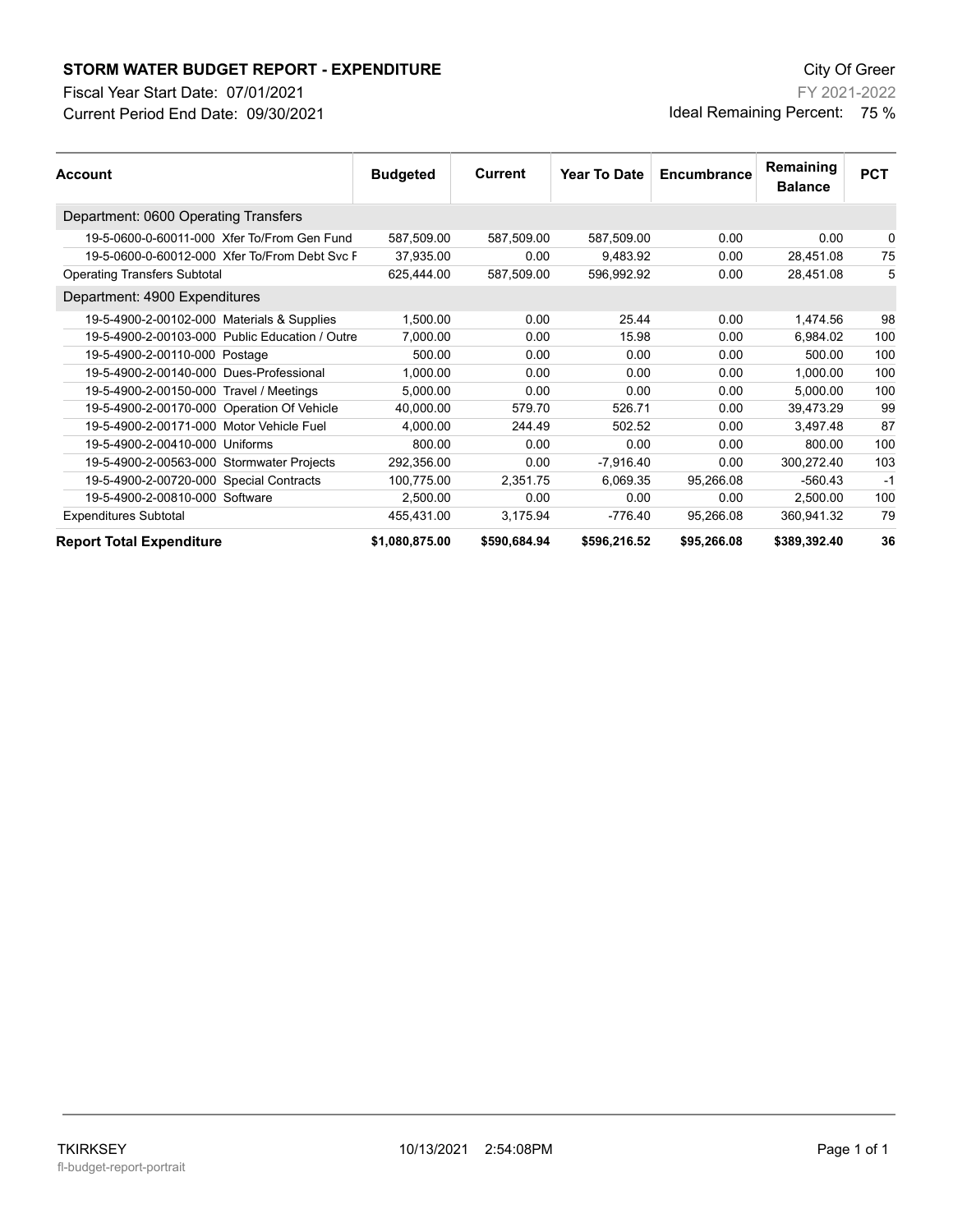**STORM WATER BUDGET REPORT - EXPENDITURE**

City Of Greer

Fiscal Year Start Date: 07/01/2021

FY 2021-2022

Current Period End Date: 09/30/2021

Ideal Remaining Percent: 75 %

| Account | Budgeted | Current | Year To Date | Encumbrance | Remaining Balance | PCT |
|---|---|---|---|---|---|---|
| Department: 0600 Operating Transfers | | | | | | |
| 19-5-0600-0-60011-000 Xfer To/From Gen Fund | 587,509.00 | 587,509.00 | 587,509.00 | 0.00 | 0.00 | 0 |
| 19-5-0600-0-60012-000 Xfer To/From Debt Svc F | 37,935.00 | 0.00 | 9,483.92 | 0.00 | 28,451.08 | 75 |
| Operating Transfers Subtotal | 625,444.00 | 587,509.00 | 596,992.92 | 0.00 | 28,451.08 | 5 |
| Department: 4900 Expenditures | | | | | | |
| 19-5-4900-2-00102-000 Materials & Supplies | 1,500.00 | 0.00 | 25.44 | 0.00 | 1,474.56 | 98 |
| 19-5-4900-2-00103-000 Public Education / Outre | 7,000.00 | 0.00 | 15.98 | 0.00 | 6,984.02 | 100 |
| 19-5-4900-2-00110-000 Postage | 500.00 | 0.00 | 0.00 | 0.00 | 500.00 | 100 |
| 19-5-4900-2-00140-000 Dues-Professional | 1,000.00 | 0.00 | 0.00 | 0.00 | 1,000.00 | 100 |
| 19-5-4900-2-00150-000 Travel / Meetings | 5,000.00 | 0.00 | 0.00 | 0.00 | 5,000.00 | 100 |
| 19-5-4900-2-00170-000 Operation Of Vehicle | 40,000.00 | 579.70 | 526.71 | 0.00 | 39,473.29 | 99 |
| 19-5-4900-2-00171-000 Motor Vehicle Fuel | 4,000.00 | 244.49 | 502.52 | 0.00 | 3,497.48 | 87 |
| 19-5-4900-2-00410-000 Uniforms | 800.00 | 0.00 | 0.00 | 0.00 | 800.00 | 100 |
| 19-5-4900-2-00563-000 Stormwater Projects | 292,356.00 | 0.00 | -7,916.40 | 0.00 | 300,272.40 | 103 |
| 19-5-4900-2-00720-000 Special Contracts | 100,775.00 | 2,351.75 | 6,069.35 | 95,266.08 | -560.43 | -1 |
| 19-5-4900-2-00810-000 Software | 2,500.00 | 0.00 | 0.00 | 0.00 | 2,500.00 | 100 |
| Expenditures Subtotal | 455,431.00 | 3,175.94 | -776.40 | 95,266.08 | 360,941.32 | 79 |
| **Report Total Expenditure** | **$1,080,875.00** | **$590,684.94** | **$596,216.52** | **$95,266.08** | **$389,392.40** | **36** |

TKIRKSEY 10/13/2021 2:54:08PM

fl-budget-report-portrait